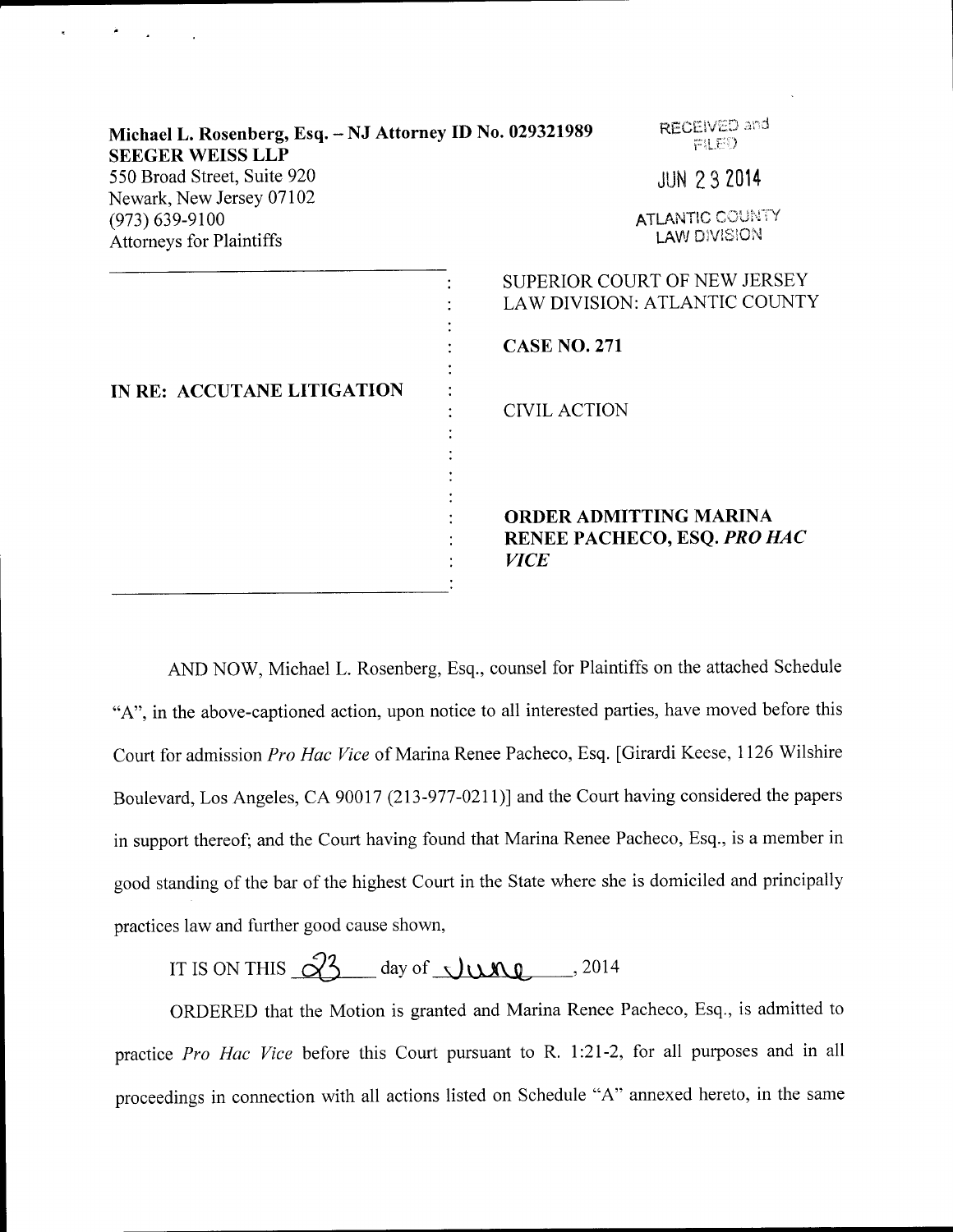**Michael L. Rosenberg, Esq. – NJ Attorney ID No. 029321989**
**SEEGER WEISS LLP**
550 Broad Street, Suite 920
Newark, New Jersey 07102
(973) 639-9100
Attorneys for Plaintiffs

RECEIVED and FILED

JUN 23 2014

ATLANTIC COUNTY LAW DIVISION

**IN RE: ACCUTANE LITIGATION**

SUPERIOR COURT OF NEW JERSEY
LAW DIVISION: ATLANTIC COUNTY

**CASE NO. 271**

CIVIL ACTION

**ORDER ADMITTING MARINA RENEE PACHECO, ESQ. *PRO HAC VICE***

AND NOW, Michael L. Rosenberg, Esq., counsel for Plaintiffs on the attached Schedule "A", in the above-captioned action, upon notice to all interested parties, have moved before this Court for admission *Pro Hac Vice* of Marina Renee Pacheco, Esq. [Girardi Keese, 1126 Wilshire Boulevard, Los Angeles, CA 90017 (213-977-0211)] and the Court having considered the papers in support thereof; and the Court having found that Marina Renee Pacheco, Esq., is a member in good standing of the bar of the highest Court in the State where she is domiciled and principally practices law and further good cause shown,

IT IS ON THIS 23 day of June, 2014

ORDERED that the Motion is granted and Marina Renee Pacheco, Esq., is admitted to practice *Pro Hac Vice* before this Court pursuant to R. 1:21-2, for all purposes and in all proceedings in connection with all actions listed on Schedule "A" annexed hereto, in the same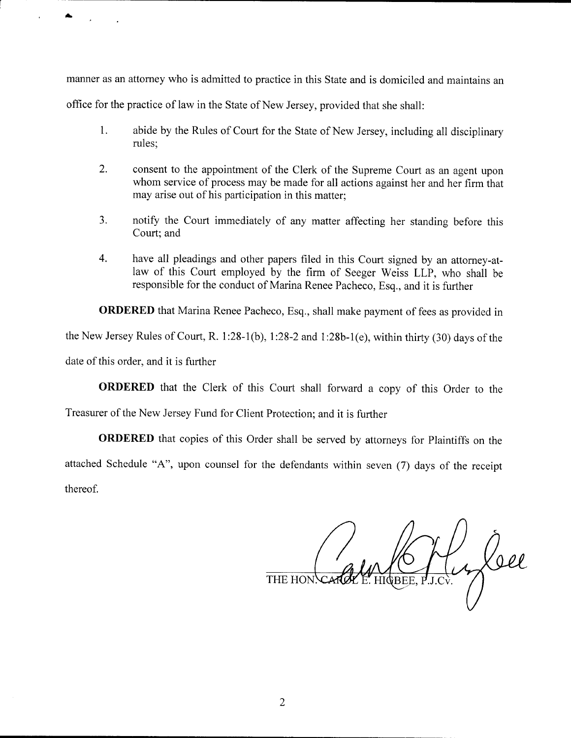manner as an attorney who is admitted to practice in this State and is domiciled and maintains an office for the practice of law in the State of New Jersey, provided that she shall:

1. abide by the Rules of Court for the State of New Jersey, including all disciplinary rules;

2. consent to the appointment of the Clerk of the Supreme Court as an agent upon whom service of process may be made for all actions against her and her firm that may arise out of his participation in this matter;

3. notify the Court immediately of any matter affecting her standing before this Court; and

4. have all pleadings and other papers filed in this Court signed by an attorney-at-law of this Court employed by the firm of Seeger Weiss LLP, who shall be responsible for the conduct of Marina Renee Pacheco, Esq., and it is further

**ORDERED** that Marina Renee Pacheco, Esq., shall make payment of fees as provided in the New Jersey Rules of Court, R. 1:28-1(b), 1:28-2 and 1:28b-1(e), within thirty (30) days of the date of this order, and it is further

**ORDERED** that the Clerk of this Court shall forward a copy of this Order to the Treasurer of the New Jersey Fund for Client Protection; and it is further

**ORDERED** that copies of this Order shall be served by attorneys for Plaintiffs on the attached Schedule "A", upon counsel for the defendants within seven (7) days of the receipt thereof.

THE HON. CAROL E. HIGBEE, P.J.Cv.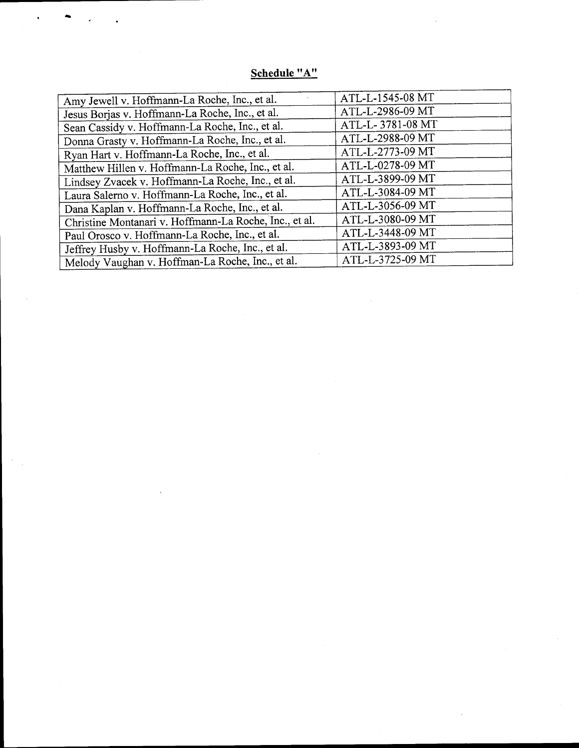**Schedule "A"**

| | |
|---|---|
| Amy Jewell v. Hoffmann-La Roche, Inc., et al. | ATL-L-1545-08 MT |
| Jesus Borjas v. Hoffmann-La Roche, Inc., et al. | ATL-L-2986-09 MT |
| Sean Cassidy v. Hoffmann-La Roche, Inc., et al. | ATL-L- 3781-08 MT |
| Donna Grasty v. Hoffmann-La Roche, Inc., et al. | ATL-L-2988-09 MT |
| Ryan Hart v. Hoffmann-La Roche, Inc., et al. | ATL-L-2773-09 MT |
| Matthew Hillen v. Hoffmann-La Roche, Inc., et al. | ATL-L-0278-09 MT |
| Lindsey Zvacek v. Hoffmann-La Roche, Inc., et al. | ATL-L-3899-09 MT |
| Laura Salerno v. Hoffmann-La Roche, Inc., et al. | ATL-L-3084-09 MT |
| Dana Kaplan v. Hoffmann-La Roche, Inc., et al. | ATL-L-3056-09 MT |
| Christine Montanari v. Hoffmann-La Roche, Inc., et al. | ATL-L-3080-09 MT |
| Paul Orosco v. Hoffmann-La Roche, Inc., et al. | ATL-L-3448-09 MT |
| Jeffrey Husby v. Hoffmann-La Roche, Inc., et al. | ATL-L-3893-09 MT |
| Melody Vaughan v. Hoffman-La Roche, Inc., et al. | ATL-L-3725-09 MT |